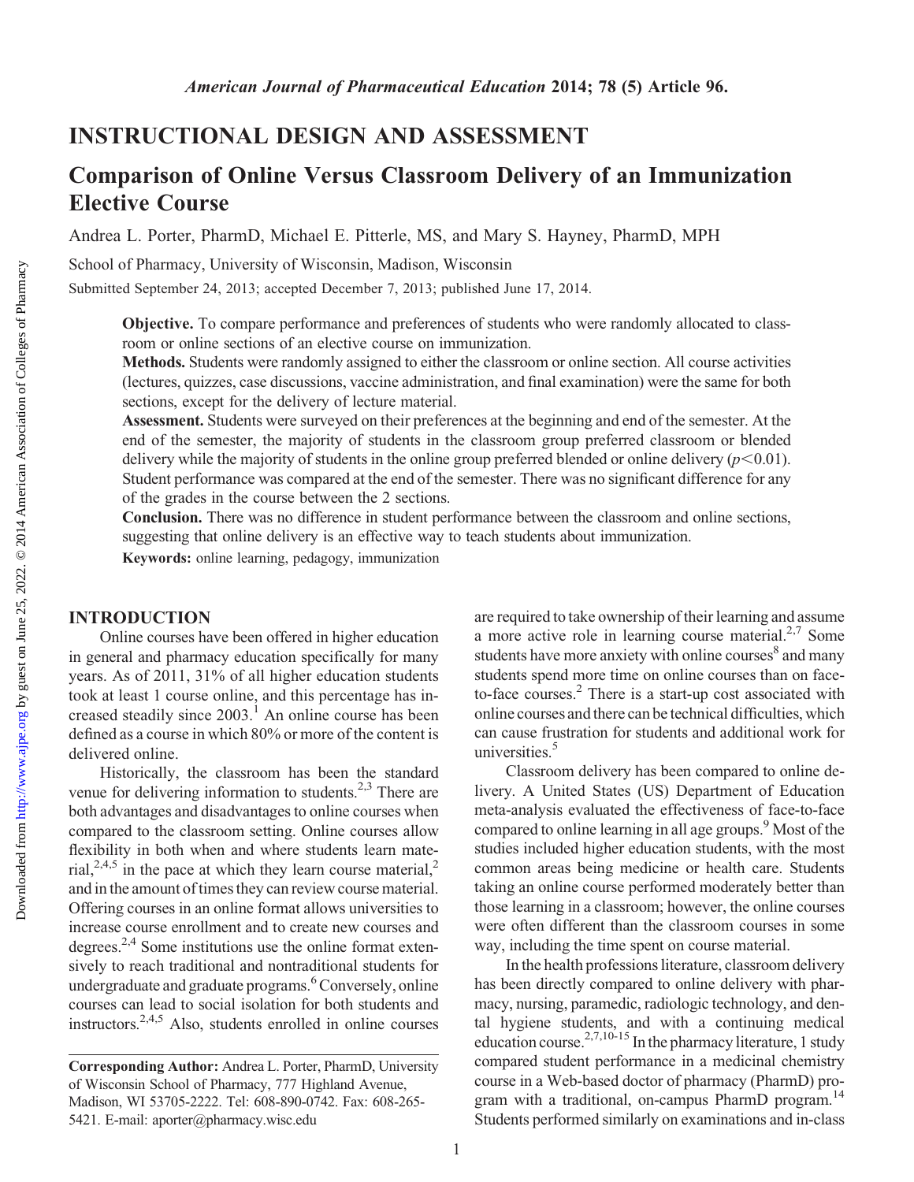## INSTRUCTIONAL DESIGN AND ASSESSMENT

# Comparison of Online Versus Classroom Delivery of an Immunization Elective Course

Andrea L. Porter, PharmD, Michael E. Pitterle, MS, and Mary S. Hayney, PharmD, MPH

School of Pharmacy, University of Wisconsin, Madison, Wisconsin

Submitted September 24, 2013; accepted December 7, 2013; published June 17, 2014.

**Objective.** To compare performance and preferences of students who were randomly allocated to classroom or online sections of an elective course on immunization.

**Methods.** Students were randomly assigned to either the classroom or online section. All course activities (lectures, quizzes, case discussions, vaccine administration, and final examination) were the same for both sections, except for the delivery of lecture material.

**Assessment.** Students were surveyed on their preferences at the beginning and end of the semester. At the end of the semester, the majority of students in the classroom group preferred classroom or blended delivery while the majority of students in the online group preferred blended or online delivery ($p<0.01$). Student performance was compared at the end of the semester. There was no significant difference for any of the grades in the course between the 2 sections.

**Conclusion.** There was no difference in student performance between the classroom and online sections, suggesting that online delivery is an effective way to teach students about immunization.

**Keywords:** online learning, pedagogy, immunization

## INTRODUCTION

Online courses have been offered in higher education in general and pharmacy education specifically for many years. As of 2011, 31% of all higher education students took at least 1 course online, and this percentage has increased steadily since 2003.[1] An online course has been defined as a course in which 80% or more of the content is delivered online.

Historically, the classroom has been the standard venue for delivering information to students.[2,3] There are both advantages and disadvantages to online courses when compared to the classroom setting. Online courses allow flexibility in both when and where students learn material,[2,4,5] in the pace at which they learn course material,[2] and in the amount of times they can review course material. Offering courses in an online format allows universities to increase course enrollment and to create new courses and degrees.[2,4] Some institutions use the online format extensively to reach traditional and nontraditional students for undergraduate and graduate programs.[6] Conversely, online courses can lead to social isolation for both students and instructors.[2,4,5] Also, students enrolled in online courses are required to take ownership of their learning and assume a more active role in learning course material.[2,7] Some students have more anxiety with online courses[8] and many students spend more time on online courses than on face-to-face courses.[2] There is a start-up cost associated with online courses and there can be technical difficulties, which can cause frustration for students and additional work for universities.[5]

Classroom delivery has been compared to online delivery. A United States (US) Department of Education meta-analysis evaluated the effectiveness of face-to-face compared to online learning in all age groups.[9] Most of the studies included higher education students, with the most common areas being medicine or health care. Students taking an online course performed moderately better than those learning in a classroom; however, the online courses were often different than the classroom courses in some way, including the time spent on course material.

In the health professions literature, classroom delivery has been directly compared to online delivery with pharmacy, nursing, paramedic, radiologic technology, and dental hygiene students, and with a continuing medical education course.[2,7,10-15] In the pharmacy literature, 1 study compared student performance in a medicinal chemistry course in a Web-based doctor of pharmacy (PharmD) program with a traditional, on-campus PharmD program.[14] Students performed similarly on examinations and in-class

**Corresponding Author:** Andrea L. Porter, PharmD, University of Wisconsin School of Pharmacy, 777 Highland Avenue, Madison, WI 53705-2222. Tel: 608-890-0742. Fax: 608-265-5421. E-mail: aporter@pharmacy.wisc.edu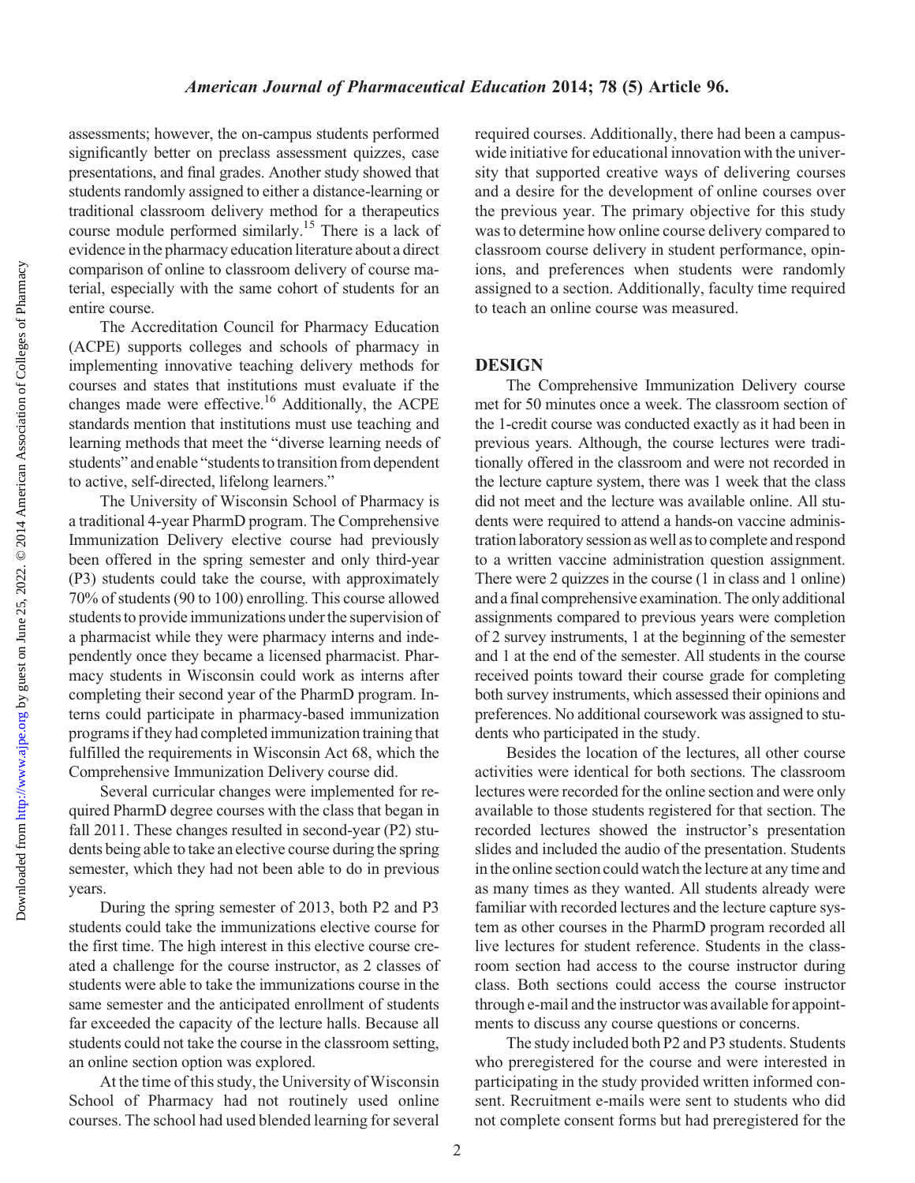assessments; however, the on-campus students performed significantly better on preclass assessment quizzes, case presentations, and final grades. Another study showed that students randomly assigned to either a distance-learning or traditional classroom delivery method for a therapeutics course module performed similarly.[15] There is a lack of evidence in the pharmacy education literature about a direct comparison of online to classroom delivery of course material, especially with the same cohort of students for an entire course.

The Accreditation Council for Pharmacy Education (ACPE) supports colleges and schools of pharmacy in implementing innovative teaching delivery methods for courses and states that institutions must evaluate if the changes made were effective.[16] Additionally, the ACPE standards mention that institutions must use teaching and learning methods that meet the "diverse learning needs of students" and enable "students to transition from dependent to active, self-directed, lifelong learners."

The University of Wisconsin School of Pharmacy is a traditional 4-year PharmD program. The Comprehensive Immunization Delivery elective course had previously been offered in the spring semester and only third-year (P3) students could take the course, with approximately 70% of students (90 to 100) enrolling. This course allowed students to provide immunizations under the supervision of a pharmacist while they were pharmacy interns and independently once they became a licensed pharmacist. Pharmacy students in Wisconsin could work as interns after completing their second year of the PharmD program. Interns could participate in pharmacy-based immunization programs if they had completed immunization training that fulfilled the requirements in Wisconsin Act 68, which the Comprehensive Immunization Delivery course did.

Several curricular changes were implemented for required PharmD degree courses with the class that began in fall 2011. These changes resulted in second-year (P2) students being able to take an elective course during the spring semester, which they had not been able to do in previous years.

During the spring semester of 2013, both P2 and P3 students could take the immunizations elective course for the first time. The high interest in this elective course created a challenge for the course instructor, as 2 classes of students were able to take the immunizations course in the same semester and the anticipated enrollment of students far exceeded the capacity of the lecture halls. Because all students could not take the course in the classroom setting, an online section option was explored.

At the time of this study, the University of Wisconsin School of Pharmacy had not routinely used online courses. The school had used blended learning for several required courses. Additionally, there had been a campus-wide initiative for educational innovation with the university that supported creative ways of delivering courses and a desire for the development of online courses over the previous year. The primary objective for this study was to determine how online course delivery compared to classroom course delivery in student performance, opinions, and preferences when students were randomly assigned to a section. Additionally, faculty time required to teach an online course was measured.

## DESIGN

The Comprehensive Immunization Delivery course met for 50 minutes once a week. The classroom section of the 1-credit course was conducted exactly as it had been in previous years. Although, the course lectures were traditionally offered in the classroom and were not recorded in the lecture capture system, there was 1 week that the class did not meet and the lecture was available online. All students were required to attend a hands-on vaccine administration laboratory session as well as to complete and respond to a written vaccine administration question assignment. There were 2 quizzes in the course (1 in class and 1 online) and a final comprehensive examination. The only additional assignments compared to previous years were completion of 2 survey instruments, 1 at the beginning of the semester and 1 at the end of the semester. All students in the course received points toward their course grade for completing both survey instruments, which assessed their opinions and preferences. No additional coursework was assigned to students who participated in the study.

Besides the location of the lectures, all other course activities were identical for both sections. The classroom lectures were recorded for the online section and were only available to those students registered for that section. The recorded lectures showed the instructor's presentation slides and included the audio of the presentation. Students in the online section could watch the lecture at any time and as many times as they wanted. All students already were familiar with recorded lectures and the lecture capture system as other courses in the PharmD program recorded all live lectures for student reference. Students in the classroom section had access to the course instructor during class. Both sections could access the course instructor through e-mail and the instructor was available for appointments to discuss any course questions or concerns.

The study included both P2 and P3 students. Students who preregistered for the course and were interested in participating in the study provided written informed consent. Recruitment e-mails were sent to students who did not complete consent forms but had preregistered for the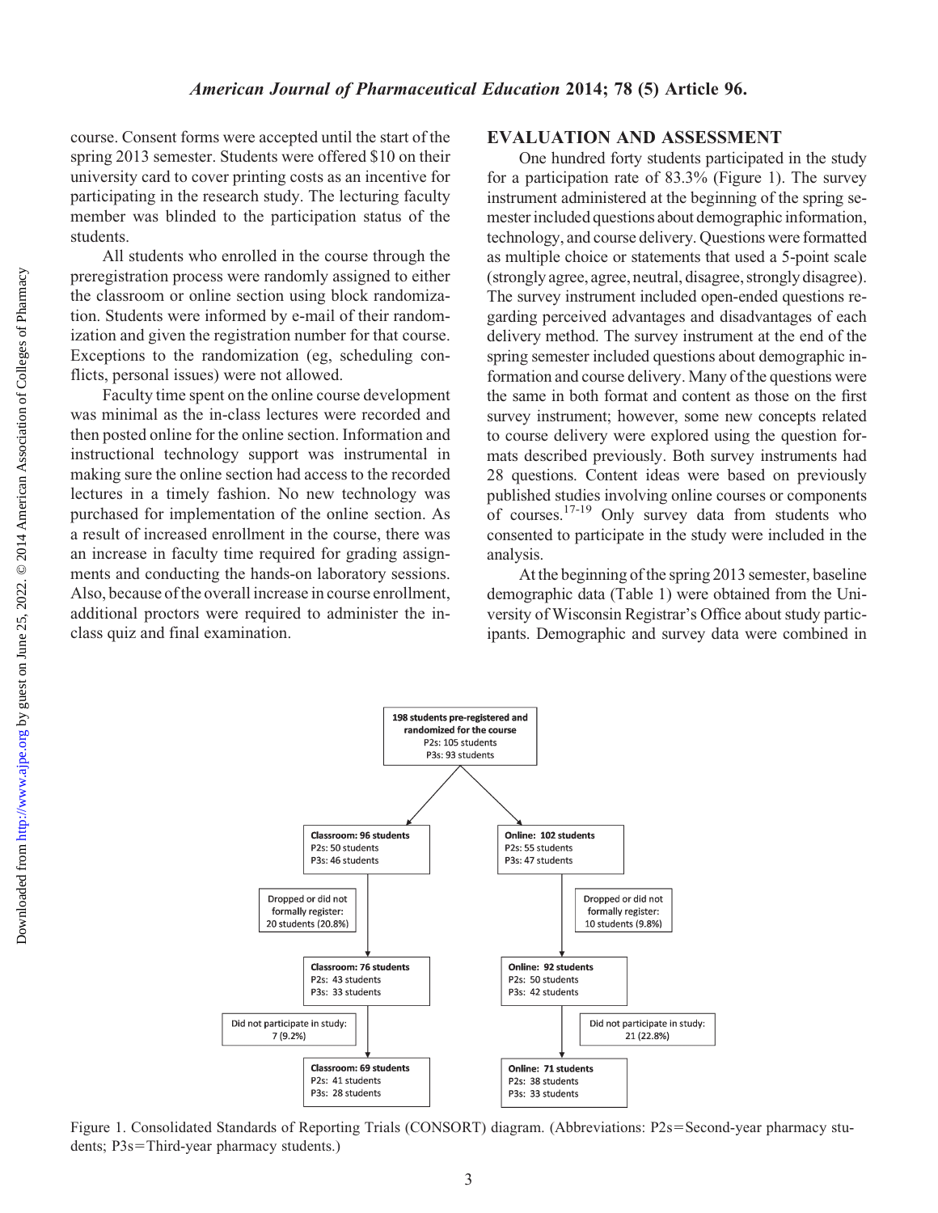course. Consent forms were accepted until the start of the spring 2013 semester. Students were offered $10 on their university card to cover printing costs as an incentive for participating in the research study. The lecturing faculty member was blinded to the participation status of the students.

All students who enrolled in the course through the preregistration process were randomly assigned to either the classroom or online section using block randomization. Students were informed by e-mail of their randomization and given the registration number for that course. Exceptions to the randomization (eg, scheduling conflicts, personal issues) were not allowed.

Faculty time spent on the online course development was minimal as the in-class lectures were recorded and then posted online for the online section. Information and instructional technology support was instrumental in making sure the online section had access to the recorded lectures in a timely fashion. No new technology was purchased for implementation of the online section. As a result of increased enrollment in the course, there was an increase in faculty time required for grading assignments and conducting the hands-on laboratory sessions. Also, because of the overall increase in course enrollment, additional proctors were required to administer the in-class quiz and final examination.

## EVALUATION AND ASSESSMENT

One hundred forty students participated in the study for a participation rate of 83.3% (Figure 1). The survey instrument administered at the beginning of the spring semester included questions about demographic information, technology, and course delivery. Questions were formatted as multiple choice or statements that used a 5-point scale (strongly agree, agree, neutral, disagree, strongly disagree). The survey instrument included open-ended questions regarding perceived advantages and disadvantages of each delivery method. The survey instrument at the end of the spring semester included questions about demographic information and course delivery. Many of the questions were the same in both format and content as those on the first survey instrument; however, some new concepts related to course delivery were explored using the question formats described previously. Both survey instruments had 28 questions. Content ideas were based on previously published studies involving online courses or components of courses.[17-19] Only survey data from students who consented to participate in the study were included in the analysis.

At the beginning of the spring 2013 semester, baseline demographic data (Table 1) were obtained from the University of Wisconsin Registrar's Office about study participants. Demographic and survey data were combined in

**198 students pre-registered and randomized for the course**
P2s: 105 students
P3s: 93 students

**Classroom: 96 students**
P2s: 50 students
P3s: 46 students

Dropped or did not formally register: 20 students (20.8%)

**Classroom: 76 students**
P2s: 43 students
P3s: 33 students

Did not participate in study: 7 (9.2%)

**Classroom: 69 students**
P2s: 41 students
P3s: 28 students

**Online: 102 students**
P2s: 55 students
P3s: 47 students

Dropped or did not formally register: 10 students (9.8%)

**Online: 92 students**
P2s: 50 students
P3s: 42 students

Did not participate in study: 21 (22.8%)

**Online: 71 students**
P2s: 38 students
P3s: 33 students

Figure 1. Consolidated Standards of Reporting Trials (CONSORT) diagram. (Abbreviations: P2s=Second-year pharmacy students; P3s=Third-year pharmacy students.)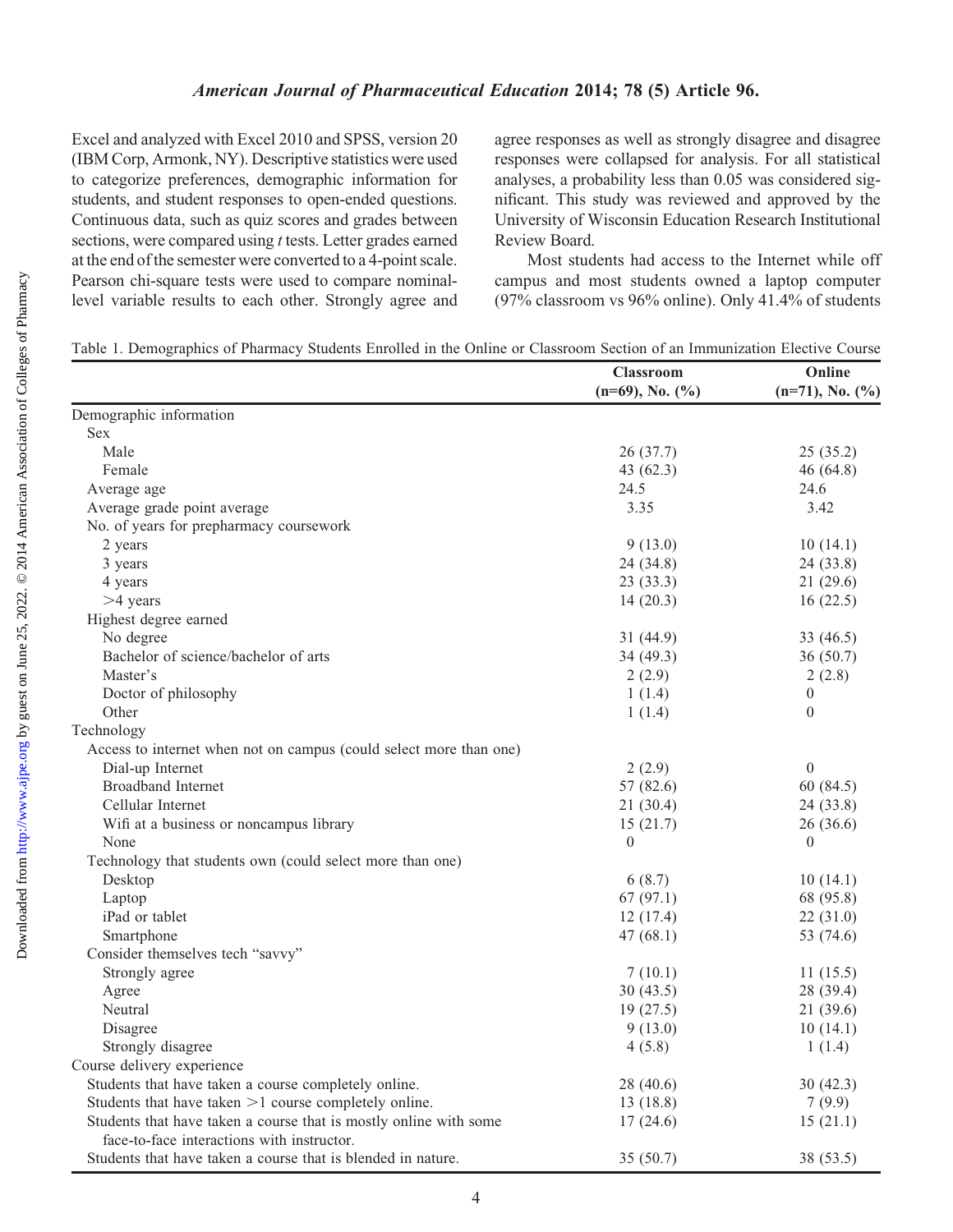Excel and analyzed with Excel 2010 and SPSS, version 20 (IBM Corp, Armonk, NY). Descriptive statistics were used to categorize preferences, demographic information for students, and student responses to open-ended questions. Continuous data, such as quiz scores and grades between sections, were compared using *t* tests. Letter grades earned at the end of the semester were converted to a 4-point scale. Pearson chi-square tests were used to compare nominal-level variable results to each other. Strongly agree and agree responses as well as strongly disagree and disagree responses were collapsed for analysis. For all statistical analyses, a probability less than 0.05 was considered significant. This study was reviewed and approved by the University of Wisconsin Education Research Institutional Review Board.

Most students had access to the Internet while off campus and most students owned a laptop computer (97% classroom vs 96% online). Only 41.4% of students

Table 1. Demographics of Pharmacy Students Enrolled in the Online or Classroom Section of an Immunization Elective Course

| | Classroom (n=69), No. (%) | Online (n=71), No. (%) |
|---|---|---|
| Demographic information | | |
| Sex | | |
| Male | 26 (37.7) | 25 (35.2) |
| Female | 43 (62.3) | 46 (64.8) |
| Average age | 24.5 | 24.6 |
| Average grade point average | 3.35 | 3.42 |
| No. of years for prepharmacy coursework | | |
| 2 years | 9 (13.0) | 10 (14.1) |
| 3 years | 24 (34.8) | 24 (33.8) |
| 4 years | 23 (33.3) | 21 (29.6) |
| >4 years | 14 (20.3) | 16 (22.5) |
| Highest degree earned | | |
| No degree | 31 (44.9) | 33 (46.5) |
| Bachelor of science/bachelor of arts | 34 (49.3) | 36 (50.7) |
| Master's | 2 (2.9) | 2 (2.8) |
| Doctor of philosophy | 1 (1.4) | 0 |
| Other | 1 (1.4) | 0 |
| Technology | | |
| Access to internet when not on campus (could select more than one) | | |
| Dial-up Internet | 2 (2.9) | 0 |
| Broadband Internet | 57 (82.6) | 60 (84.5) |
| Cellular Internet | 21 (30.4) | 24 (33.8) |
| Wifi at a business or noncampus library | 15 (21.7) | 26 (36.6) |
| None | 0 | 0 |
| Technology that students own (could select more than one) | | |
| Desktop | 6 (8.7) | 10 (14.1) |
| Laptop | 67 (97.1) | 68 (95.8) |
| iPad or tablet | 12 (17.4) | 22 (31.0) |
| Smartphone | 47 (68.1) | 53 (74.6) |
| Consider themselves tech "savvy" | | |
| Strongly agree | 7 (10.1) | 11 (15.5) |
| Agree | 30 (43.5) | 28 (39.4) |
| Neutral | 19 (27.5) | 21 (39.6) |
| Disagree | 9 (13.0) | 10 (14.1) |
| Strongly disagree | 4 (5.8) | 1 (1.4) |
| Course delivery experience | | |
| Students that have taken a course completely online. | 28 (40.6) | 30 (42.3) |
| Students that have taken >1 course completely online. | 13 (18.8) | 7 (9.9) |
| Students that have taken a course that is mostly online with some face-to-face interactions with instructor. | 17 (24.6) | 15 (21.1) |
| Students that have taken a course that is blended in nature. | 35 (50.7) | 38 (53.5) |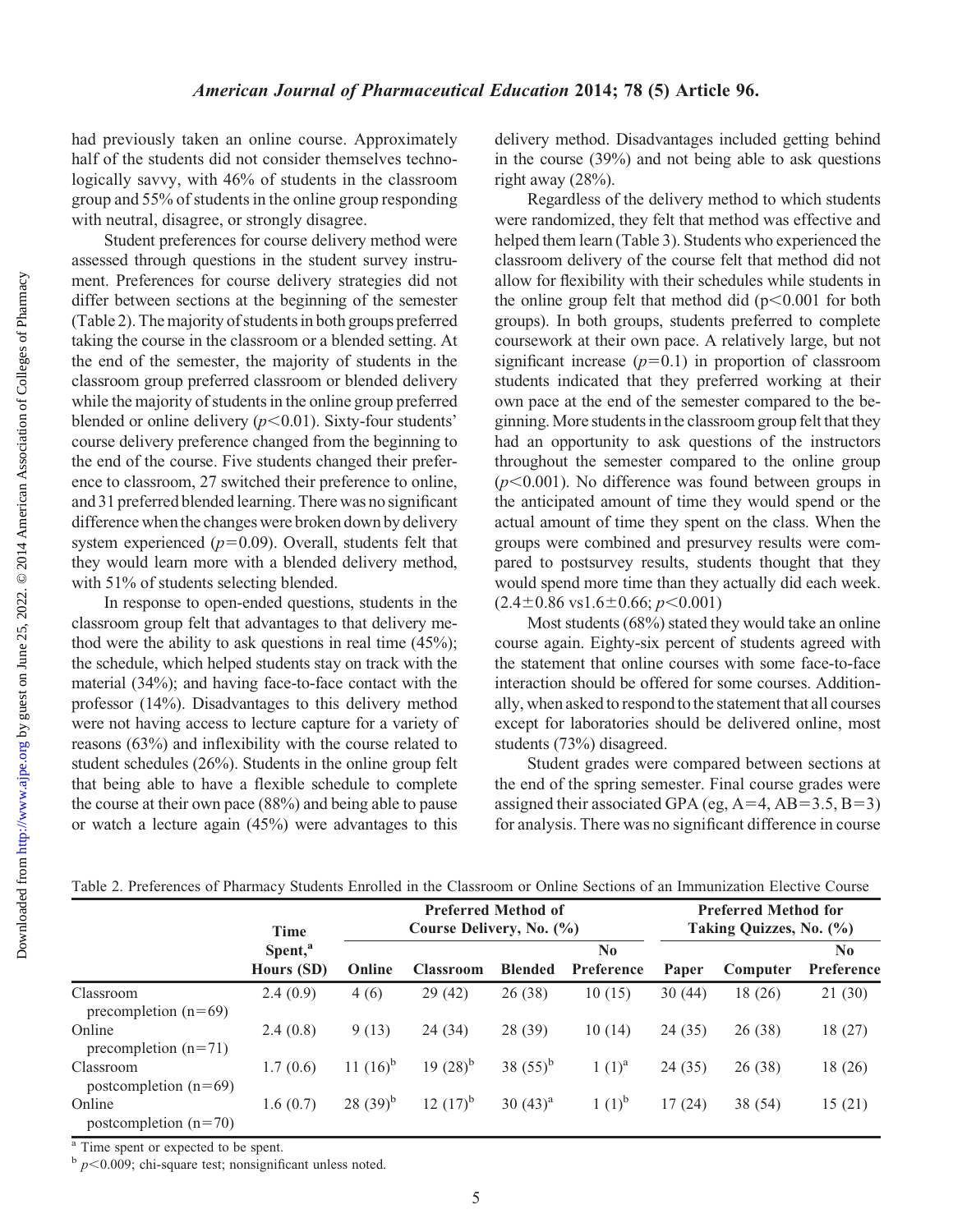had previously taken an online course. Approximately half of the students did not consider themselves technologically savvy, with 46% of students in the classroom group and 55% of students in the online group responding with neutral, disagree, or strongly disagree.

Student preferences for course delivery method were assessed through questions in the student survey instrument. Preferences for course delivery strategies did not differ between sections at the beginning of the semester (Table 2). The majority of students in both groups preferred taking the course in the classroom or a blended setting. At the end of the semester, the majority of students in the classroom group preferred classroom or blended delivery while the majority of students in the online group preferred blended or online delivery ($p<0.01$). Sixty-four students' course delivery preference changed from the beginning to the end of the course. Five students changed their preference to classroom, 27 switched their preference to online, and 31 preferred blended learning. There was no significant difference when the changes were broken down by delivery system experienced ($p=0.09$). Overall, students felt that they would learn more with a blended delivery method, with 51% of students selecting blended.

In response to open-ended questions, students in the classroom group felt that advantages to that delivery method were the ability to ask questions in real time (45%); the schedule, which helped students stay on track with the material (34%); and having face-to-face contact with the professor (14%). Disadvantages to this delivery method were not having access to lecture capture for a variety of reasons (63%) and inflexibility with the course related to student schedules (26%). Students in the online group felt that being able to have a flexible schedule to complete the course at their own pace (88%) and being able to pause or watch a lecture again (45%) were advantages to this delivery method. Disadvantages included getting behind in the course (39%) and not being able to ask questions right away (28%).

Regardless of the delivery method to which students were randomized, they felt that method was effective and helped them learn (Table 3). Students who experienced the classroom delivery of the course felt that method did not allow for flexibility with their schedules while students in the online group felt that method did ($p<0.001$ for both groups). In both groups, students preferred to complete coursework at their own pace. A relatively large, but not significant increase ($p=0.1$) in proportion of classroom students indicated that they preferred working at their own pace at the end of the semester compared to the beginning. More students in the classroom group felt that they had an opportunity to ask questions of the instructors throughout the semester compared to the online group ($p<0.001$). No difference was found between groups in the anticipated amount of time they would spend or the actual amount of time they spent on the class. When the groups were combined and presurvey results were compared to postsurvey results, students thought that they would spend more time than they actually did each week. ($2.4\pm0.86$ vs$1.6\pm0.66$; $p<0.001$)

Most students (68%) stated they would take an online course again. Eighty-six percent of students agreed with the statement that online courses with some face-to-face interaction should be offered for some courses. Additionally, when asked to respond to the statement that all courses except for laboratories should be delivered online, most students (73%) disagreed.

Student grades were compared between sections at the end of the spring semester. Final course grades were assigned their associated GPA (eg, A=4, AB=3.5, B=3) for analysis. There was no significant difference in course

Table 2. Preferences of Pharmacy Students Enrolled in the Classroom or Online Sections of an Immunization Elective Course

| | Time Spent,[a] Hours (SD) | Preferred Method of Course Delivery, No. (%) | | | | Preferred Method for Taking Quizzes, No. (%) | | |
|---|---|---|---|---|---|---|---|---|
| | | Online | Classroom | Blended | No Preference | Paper | Computer | No Preference |
| Classroom precompletion (n=69) | 2.4 (0.9) | 4 (6) | 29 (42) | 26 (38) | 10 (15) | 30 (44) | 18 (26) | 21 (30) |
| Online precompletion (n=71) | 2.4 (0.8) | 9 (13) | 24 (34) | 28 (39) | 10 (14) | 24 (35) | 26 (38) | 18 (27) |
| Classroom postcompletion (n=69) | 1.7 (0.6) | 11 (16)[b] | 19 (28)[b] | 38 (55)[b] | 1 (1)[a] | 24 (35) | 26 (38) | 18 (26) |
| Online postcompletion (n=70) | 1.6 (0.7) | 28 (39)[b] | 12 (17)[b] | 30 (43)[a] | 1 (1)[b] | 17 (24) | 38 (54) | 15 (21) |

[a] Time spent or expected to be spent.

[b] $p<0.009$; chi-square test; nonsignificant unless noted.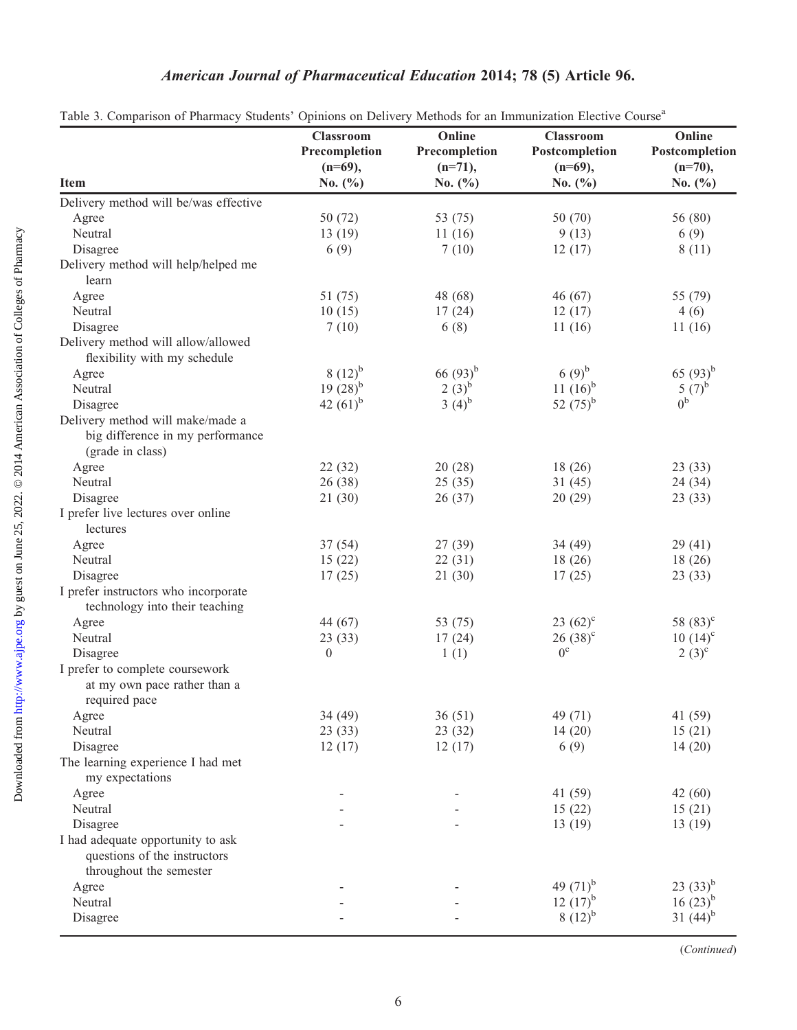Table 3. Comparison of Pharmacy Students' Opinions on Delivery Methods for an Immunization Elective Course[a]

| Item | Classroom Precompletion (n=69), No. (%) | Online Precompletion (n=71), No. (%) | Classroom Postcompletion (n=69), No. (%) | Online Postcompletion (n=70), No. (%) |
|---|---|---|---|---|
| Delivery method will be/was effective | | | | |
| Agree | 50 (72) | 53 (75) | 50 (70) | 56 (80) |
| Neutral | 13 (19) | 11 (16) | 9 (13) | 6 (9) |
| Disagree | 6 (9) | 7 (10) | 12 (17) | 8 (11) |
| Delivery method will help/helped me learn | | | | |
| Agree | 51 (75) | 48 (68) | 46 (67) | 55 (79) |
| Neutral | 10 (15) | 17 (24) | 12 (17) | 4 (6) |
| Disagree | 7 (10) | 6 (8) | 11 (16) | 11 (16) |
| Delivery method will allow/allowed flexibility with my schedule | | | | |
| Agree | 8 (12)[b] | 66 (93)[b] | 6 (9)[b] | 65 (93)[b] |
| Neutral | 19 (28)[b] | 2 (3)[b] | 11 (16)[b] | 5 (7)[b] |
| Disagree | 42 (61)[b] | 3 (4)[b] | 52 (75)[b] | 0[b] |
| Delivery method will make/made a big difference in my performance (grade in class) | | | | |
| Agree | 22 (32) | 20 (28) | 18 (26) | 23 (33) |
| Neutral | 26 (38) | 25 (35) | 31 (45) | 24 (34) |
| Disagree | 21 (30) | 26 (37) | 20 (29) | 23 (33) |
| I prefer live lectures over online lectures | | | | |
| Agree | 37 (54) | 27 (39) | 34 (49) | 29 (41) |
| Neutral | 15 (22) | 22 (31) | 18 (26) | 18 (26) |
| Disagree | 17 (25) | 21 (30) | 17 (25) | 23 (33) |
| I prefer instructors who incorporate technology into their teaching | | | | |
| Agree | 44 (67) | 53 (75) | 23 (62)[c] | 58 (83)[c] |
| Neutral | 23 (33) | 17 (24) | 26 (38)[c] | 10 (14)[c] |
| Disagree | 0 | 1 (1) | 0[c] | 2 (3)[c] |
| I prefer to complete coursework at my own pace rather than a required pace | | | | |
| Agree | 34 (49) | 36 (51) | 49 (71) | 41 (59) |
| Neutral | 23 (33) | 23 (32) | 14 (20) | 15 (21) |
| Disagree | 12 (17) | 12 (17) | 6 (9) | 14 (20) |
| The learning experience I had met my expectations | | | | |
| Agree | - | - | 41 (59) | 42 (60) |
| Neutral | - | - | 15 (22) | 15 (21) |
| Disagree | - | - | 13 (19) | 13 (19) |
| I had adequate opportunity to ask questions of the instructors throughout the semester | | | | |
| Agree | - | - | 49 (71)[b] | 23 (33)[b] |
| Neutral | - | - | 12 (17)[b] | 16 (23)[b] |
| Disagree | - | - | 8 (12)[b] | 31 (44)[b] |

(*Continued*)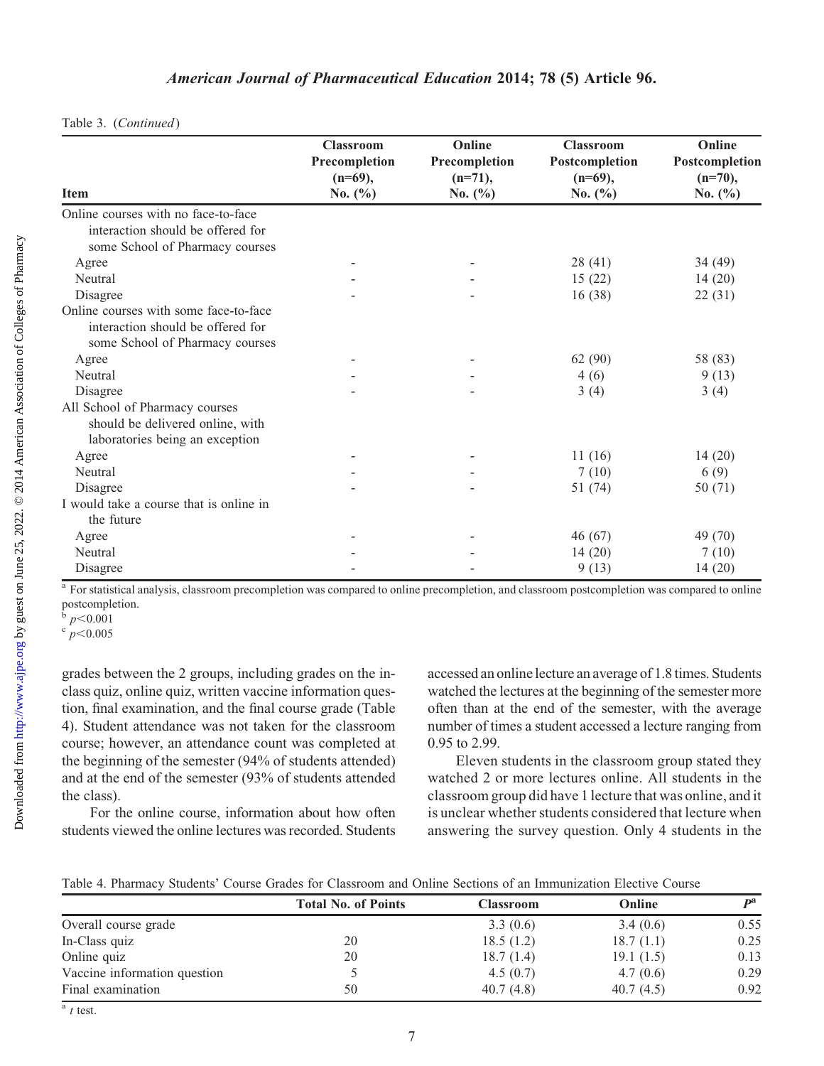Table 3. (*Continued*)

| Item | Classroom Precompletion (n=69), No. (%) | Online Precompletion (n=71), No. (%) | Classroom Postcompletion (n=69), No. (%) | Online Postcompletion (n=70), No. (%) |
|---|---|---|---|---|
| Online courses with no face-to-face interaction should be offered for some School of Pharmacy courses | | | | |
| Agree | - | - | 28 (41) | 34 (49) |
| Neutral | - | - | 15 (22) | 14 (20) |
| Disagree | - | - | 16 (38) | 22 (31) |
| Online courses with some face-to-face interaction should be offered for some School of Pharmacy courses | | | | |
| Agree | - | - | 62 (90) | 58 (83) |
| Neutral | - | - | 4 (6) | 9 (13) |
| Disagree | - | - | 3 (4) | 3 (4) |
| All School of Pharmacy courses should be delivered online, with laboratories being an exception | | | | |
| Agree | - | - | 11 (16) | 14 (20) |
| Neutral | - | - | 7 (10) | 6 (9) |
| Disagree | - | - | 51 (74) | 50 (71) |
| I would take a course that is online in the future | | | | |
| Agree | - | - | 46 (67) | 49 (70) |
| Neutral | - | - | 14 (20) | 7 (10) |
| Disagree | - | - | 9 (13) | 14 (20) |

[a] For statistical analysis, classroom precompletion was compared to online precompletion, and classroom postcompletion was compared to online postcompletion.
[b] $p<0.001$
[c] $p<0.005$

grades between the 2 groups, including grades on the in-class quiz, online quiz, written vaccine information question, final examination, and the final course grade (Table 4). Student attendance was not taken for the classroom course; however, an attendance count was completed at the beginning of the semester (94% of students attended) and at the end of the semester (93% of students attended the class).

For the online course, information about how often students viewed the online lectures was recorded. Students accessed an online lecture an average of 1.8 times. Students watched the lectures at the beginning of the semester more often than at the end of the semester, with the average number of times a student accessed a lecture ranging from 0.95 to 2.99.

Eleven students in the classroom group stated they watched 2 or more lectures online. All students in the classroom group did have 1 lecture that was online, and it is unclear whether students considered that lecture when answering the survey question. Only 4 students in the

Table 4. Pharmacy Students' Course Grades for Classroom and Online Sections of an Immunization Elective Course

| | Total No. of Points | Classroom | Online | P[a] |
|---|---|---|---|---|
| Overall course grade | | 3.3 (0.6) | 3.4 (0.6) | 0.55 |
| In-Class quiz | 20 | 18.5 (1.2) | 18.7 (1.1) | 0.25 |
| Online quiz | 20 | 18.7 (1.4) | 19.1 (1.5) | 0.13 |
| Vaccine information question | 5 | 4.5 (0.7) | 4.7 (0.6) | 0.29 |
| Final examination | 50 | 40.7 (4.8) | 40.7 (4.5) | 0.92 |

[a] *t* test.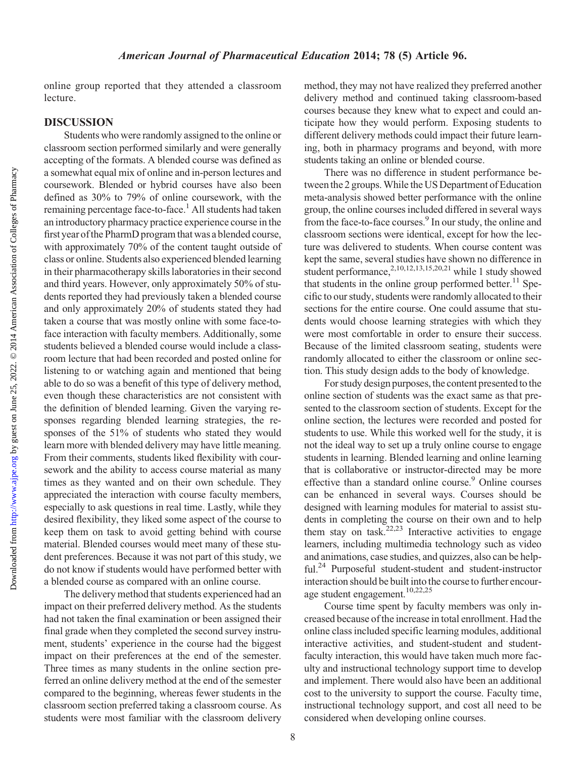online group reported that they attended a classroom lecture.

## DISCUSSION

Students who were randomly assigned to the online or classroom section performed similarly and were generally accepting of the formats. A blended course was defined as a somewhat equal mix of online and in-person lectures and coursework. Blended or hybrid courses have also been defined as 30% to 79% of online coursework, with the remaining percentage face-to-face.[1] All students had taken an introductory pharmacy practice experience course in the first year of the PharmD program that was a blended course, with approximately 70% of the content taught outside of class or online. Students also experienced blended learning in their pharmacotherapy skills laboratories in their second and third years. However, only approximately 50% of students reported they had previously taken a blended course and only approximately 20% of students stated they had taken a course that was mostly online with some face-to-face interaction with faculty members. Additionally, some students believed a blended course would include a classroom lecture that had been recorded and posted online for listening to or watching again and mentioned that being able to do so was a benefit of this type of delivery method, even though these characteristics are not consistent with the definition of blended learning. Given the varying responses regarding blended learning strategies, the responses of the 51% of students who stated they would learn more with blended delivery may have little meaning. From their comments, students liked flexibility with coursework and the ability to access course material as many times as they wanted and on their own schedule. They appreciated the interaction with course faculty members, especially to ask questions in real time. Lastly, while they desired flexibility, they liked some aspect of the course to keep them on task to avoid getting behind with course material. Blended courses would meet many of these student preferences. Because it was not part of this study, we do not know if students would have performed better with a blended course as compared with an online course.

The delivery method that students experienced had an impact on their preferred delivery method. As the students had not taken the final examination or been assigned their final grade when they completed the second survey instrument, students' experience in the course had the biggest impact on their preferences at the end of the semester. Three times as many students in the online section preferred an online delivery method at the end of the semester compared to the beginning, whereas fewer students in the classroom section preferred taking a classroom course. As students were most familiar with the classroom delivery method, they may not have realized they preferred another delivery method and continued taking classroom-based courses because they knew what to expect and could anticipate how they would perform. Exposing students to different delivery methods could impact their future learning, both in pharmacy programs and beyond, with more students taking an online or blended course.

There was no difference in student performance between the 2 groups. While the US Department of Education meta-analysis showed better performance with the online group, the online courses included differed in several ways from the face-to-face courses.[9] In our study, the online and classroom sections were identical, except for how the lecture was delivered to students. When course content was kept the same, several studies have shown no difference in student performance,[2,10,12,13,15,20,21] while 1 study showed that students in the online group performed better.[11] Specific to our study, students were randomly allocated to their sections for the entire course. One could assume that students would choose learning strategies with which they were most comfortable in order to ensure their success. Because of the limited classroom seating, students were randomly allocated to either the classroom or online section. This study design adds to the body of knowledge.

For study design purposes, the content presented to the online section of students was the exact same as that presented to the classroom section of students. Except for the online section, the lectures were recorded and posted for students to use. While this worked well for the study, it is not the ideal way to set up a truly online course to engage students in learning. Blended learning and online learning that is collaborative or instructor-directed may be more effective than a standard online course.[9] Online courses can be enhanced in several ways. Courses should be designed with learning modules for material to assist students in completing the course on their own and to help them stay on task.[22,23] Interactive activities to engage learners, including multimedia technology such as video and animations, case studies, and quizzes, also can be helpful.[24] Purposeful student-student and student-instructor interaction should be built into the course to further encourage student engagement.[10,22,25]

Course time spent by faculty members was only increased because of the increase in total enrollment. Had the online class included specific learning modules, additional interactive activities, and student-student and student-faculty interaction, this would have taken much more faculty and instructional technology support time to develop and implement. There would also have been an additional cost to the university to support the course. Faculty time, instructional technology support, and cost all need to be considered when developing online courses.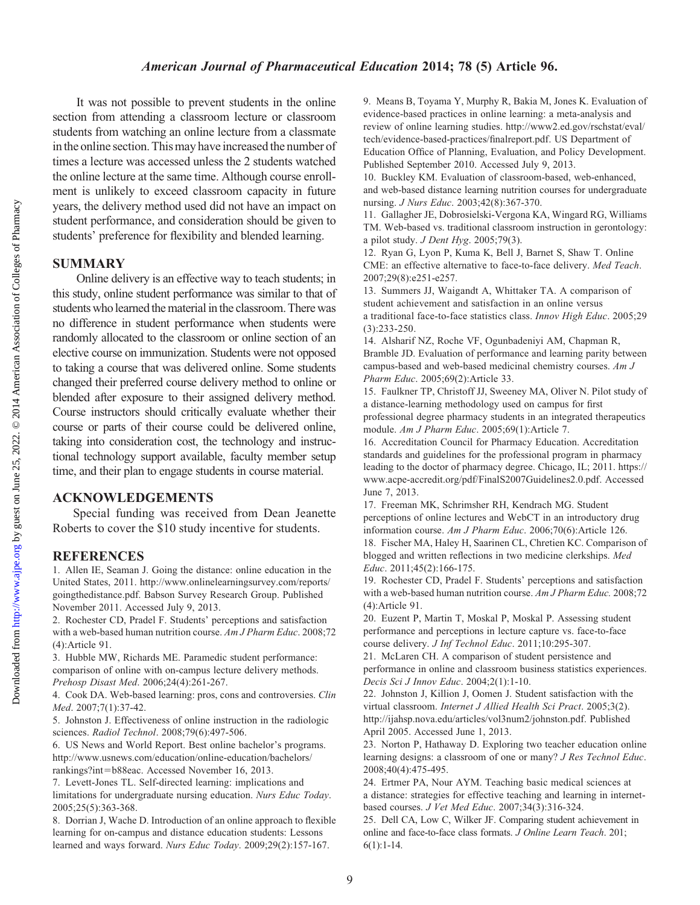It was not possible to prevent students in the online section from attending a classroom lecture or classroom students from watching an online lecture from a classmate in the online section. This may have increased the number of times a lecture was accessed unless the 2 students watched the online lecture at the same time. Although course enrollment is unlikely to exceed classroom capacity in future years, the delivery method used did not have an impact on student performance, and consideration should be given to students' preference for flexibility and blended learning.

## SUMMARY

Online delivery is an effective way to teach students; in this study, online student performance was similar to that of students who learned the material in the classroom. There was no difference in student performance when students were randomly allocated to the classroom or online section of an elective course on immunization. Students were not opposed to taking a course that was delivered online. Some students changed their preferred course delivery method to online or blended after exposure to their assigned delivery method. Course instructors should critically evaluate whether their course or parts of their course could be delivered online, taking into consideration cost, the technology and instructional technology support available, faculty member setup time, and their plan to engage students in course material.

## ACKNOWLEDGEMENTS

Special funding was received from Dean Jeanette Roberts to cover the $10 study incentive for students.

## REFERENCES

1. Allen IE, Seaman J. Going the distance: online education in the United States, 2011. http://www.onlinelearningsurvey.com/reports/goingthedistance.pdf. Babson Survey Research Group. Published November 2011. Accessed July 9, 2013.
2. Rochester CD, Pradel F. Students' perceptions and satisfaction with a web-based human nutrition course. *Am J Pharm Educ*. 2008;72 (4):Article 91.
3. Hubble MW, Richards ME. Paramedic student performance: comparison of online with on-campus lecture delivery methods. *Prehosp Disast Med*. 2006;24(4):261-267.
4. Cook DA. Web-based learning: pros, cons and controversies. *Clin Med*. 2007;7(1):37-42.
5. Johnston J. Effectiveness of online instruction in the radiologic sciences. *Radiol Technol*. 2008;79(6):497-506.
6. US News and World Report. Best online bachelor's programs. http://www.usnews.com/education/online-education/bachelors/rankings?int=b88eac. Accessed November 16, 2013.
7. Levett-Jones TL. Self-directed learning: implications and limitations for undergraduate nursing education. *Nurs Educ Today*. 2005;25(5):363-368.
8. Dorrian J, Wache D. Introduction of an online approach to flexible learning for on-campus and distance education students: Lessons learned and ways forward. *Nurs Educ Today*. 2009;29(2):157-167.
9. Means B, Toyama Y, Murphy R, Bakia M, Jones K. Evaluation of evidence-based practices in online learning: a meta-analysis and review of online learning studies. http://www2.ed.gov/rschstat/eval/tech/evidence-based-practices/finalreport.pdf. US Department of Education Office of Planning, Evaluation, and Policy Development. Published September 2010. Accessed July 9, 2013.
10. Buckley KM. Evaluation of classroom-based, web-enhanced, and web-based distance learning nutrition courses for undergraduate nursing. *J Nurs Educ*. 2003;42(8):367-370.
11. Gallagher JE, Dobrosielski-Vergona KA, Wingard RG, Williams TM. Web-based vs. traditional classroom instruction in gerontology: a pilot study. *J Dent Hyg*. 2005;79(3).
12. Ryan G, Lyon P, Kuma K, Bell J, Barnet S, Shaw T. Online CME: an effective alternative to face-to-face delivery. *Med Teach*. 2007;29(8):e251-e257.
13. Summers JJ, Waigandt A, Whittaker TA. A comparison of student achievement and satisfaction in an online versus a traditional face-to-face statistics class. *Innov High Educ*. 2005;29 (3):233-250.
14. Alsharif NZ, Roche VF, Ogunbadeniyi AM, Chapman R, Bramble JD. Evaluation of performance and learning parity between campus-based and web-based medicinal chemistry courses. *Am J Pharm Educ*. 2005;69(2):Article 33.
15. Faulkner TP, Christoff JJ, Sweeney MA, Oliver N. Pilot study of a distance-learning methodology used on campus for first professional degree pharmacy students in an integrated therapeutics module. *Am J Pharm Educ*. 2005;69(1):Article 7.
16. Accreditation Council for Pharmacy Education. Accreditation standards and guidelines for the professional program in pharmacy leading to the doctor of pharmacy degree. Chicago, IL; 2011. https://www.acpe-accredit.org/pdf/FinalS2007Guidelines2.0.pdf. Accessed June 7, 2013.
17. Freeman MK, Schrimsher RH, Kendrach MG. Student perceptions of online lectures and WebCT in an introductory drug information course. *Am J Pharm Educ*. 2006;70(6):Article 126.
18. Fischer MA, Haley H, Saarinen CL, Chretien KC. Comparison of blogged and written reflections in two medicine clerkships. *Med Educ*. 2011;45(2):166-175.
19. Rochester CD, Pradel F. Students' perceptions and satisfaction with a web-based human nutrition course. *Am J Pharm Educ.* 2008;72 (4):Article 91.
20. Euzent P, Martin T, Moskal P, Moskal P. Assessing student performance and perceptions in lecture capture vs. face-to-face course delivery. *J Inf Technol Educ*. 2011;10:295-307.
21. McLaren CH. A comparison of student persistence and performance in online and classroom business statistics experiences. *Decis Sci J Innov Educ*. 2004;2(1):1-10.
22. Johnston J, Killion J, Oomen J. Student satisfaction with the virtual classroom. *Internet J Allied Health Sci Pract*. 2005;3(2). http://ijahsp.nova.edu/articles/vol3num2/johnston.pdf. Published April 2005. Accessed June 1, 2013.
23. Norton P, Hathaway D. Exploring two teacher education online learning designs: a classroom of one or many? *J Res Technol Educ*. 2008;40(4):475-495.
24. Ertmer PA, Nour AYM. Teaching basic medical sciences at a distance: strategies for effective teaching and learning in internet-based courses. *J Vet Med Educ*. 2007;34(3):316-324.
25. Dell CA, Low C, Wilker JF. Comparing student achievement in online and face-to-face class formats. *J Online Learn Teach*. 201; 6(1):1-14.